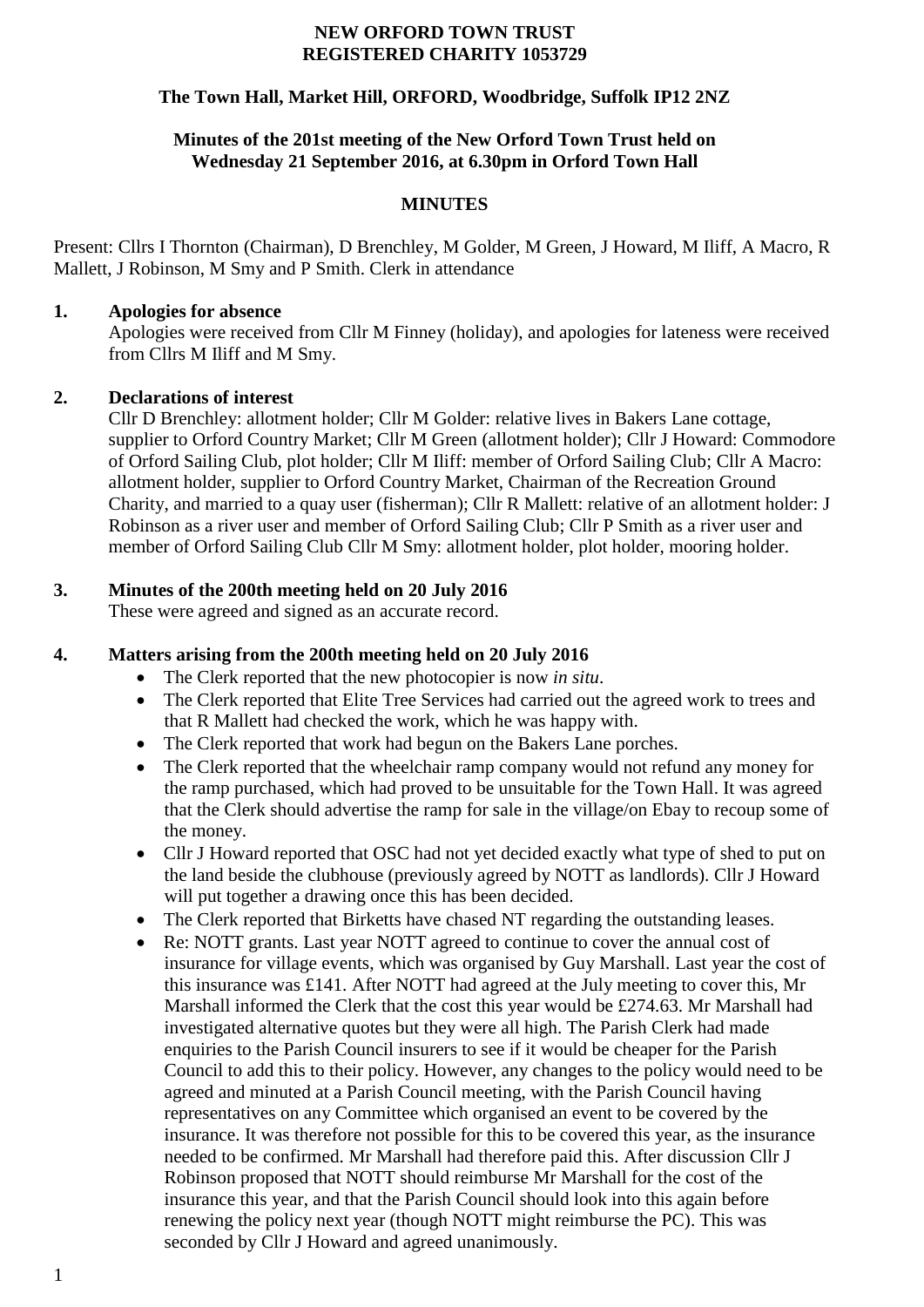**NEW ORFORD TOWN TRUST**
**REGISTERED CHARITY 1053729**

**The Town Hall, Market Hill, ORFORD, Woodbridge, Suffolk IP12 2NZ**

**Minutes of the 201st meeting of the New Orford Town Trust held on Wednesday 21 September 2016, at 6.30pm in Orford Town Hall**

**MINUTES**

Present: Cllrs I Thornton (Chairman), D Brenchley, M Golder, M Green, J Howard, M Iliff, A Macro, R Mallett, J Robinson, M Smy and P Smith. Clerk in attendance

**1. Apologies for absence**

Apologies were received from Cllr M Finney (holiday), and apologies for lateness were received from Cllrs M Iliff and M Smy.

**2. Declarations of interest**

Cllr D Brenchley: allotment holder; Cllr M Golder: relative lives in Bakers Lane cottage, supplier to Orford Country Market; Cllr M Green (allotment holder); Cllr J Howard: Commodore of Orford Sailing Club, plot holder; Cllr M Iliff: member of Orford Sailing Club; Cllr A Macro: allotment holder, supplier to Orford Country Market, Chairman of the Recreation Ground Charity, and married to a quay user (fisherman); Cllr R Mallett: relative of an allotment holder: J Robinson as a river user and member of Orford Sailing Club; Cllr P Smith as a river user and member of Orford Sailing Club Cllr M Smy: allotment holder, plot holder, mooring holder.

**3. Minutes of the 200th meeting held on 20 July 2016**

These were agreed and signed as an accurate record.

**4. Matters arising from the 200th meeting held on 20 July 2016**

- The Clerk reported that the new photocopier is now *in situ*.
- The Clerk reported that Elite Tree Services had carried out the agreed work to trees and that R Mallett had checked the work, which he was happy with.
- The Clerk reported that work had begun on the Bakers Lane porches.
- The Clerk reported that the wheelchair ramp company would not refund any money for the ramp purchased, which had proved to be unsuitable for the Town Hall. It was agreed that the Clerk should advertise the ramp for sale in the village/on Ebay to recoup some of the money.
- Cllr J Howard reported that OSC had not yet decided exactly what type of shed to put on the land beside the clubhouse (previously agreed by NOTT as landlords). Cllr J Howard will put together a drawing once this has been decided.
- The Clerk reported that Birketts have chased NT regarding the outstanding leases.
- Re: NOTT grants. Last year NOTT agreed to continue to cover the annual cost of insurance for village events, which was organised by Guy Marshall. Last year the cost of this insurance was £141. After NOTT had agreed at the July meeting to cover this, Mr Marshall informed the Clerk that the cost this year would be £274.63. Mr Marshall had investigated alternative quotes but they were all high. The Parish Clerk had made enquiries to the Parish Council insurers to see if it would be cheaper for the Parish Council to add this to their policy. However, any changes to the policy would need to be agreed and minuted at a Parish Council meeting, with the Parish Council having representatives on any Committee which organised an event to be covered by the insurance. It was therefore not possible for this to be covered this year, as the insurance needed to be confirmed. Mr Marshall had therefore paid this. After discussion Cllr J Robinson proposed that NOTT should reimburse Mr Marshall for the cost of the insurance this year, and that the Parish Council should look into this again before renewing the policy next year (though NOTT might reimburse the PC). This was seconded by Cllr J Howard and agreed unanimously.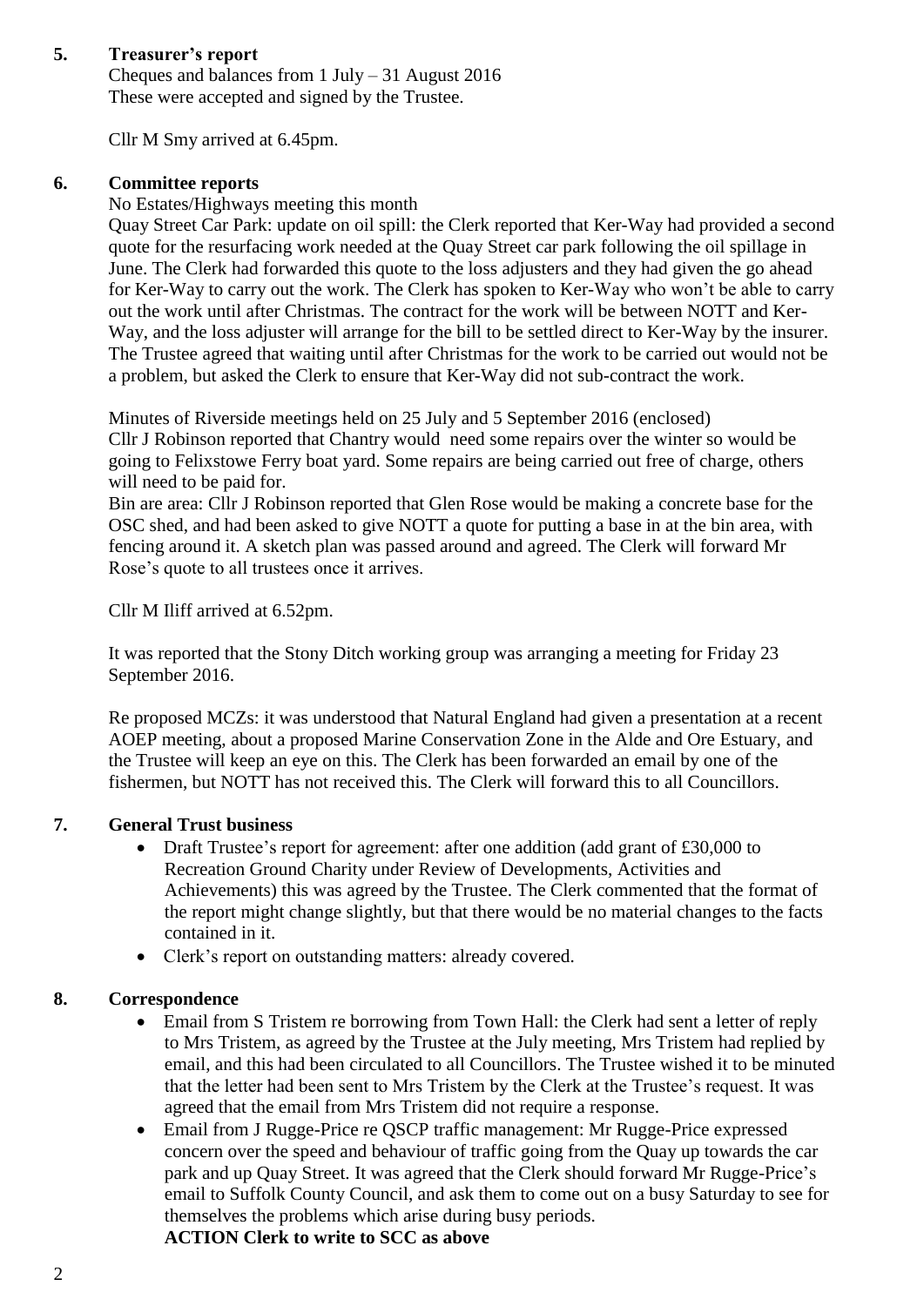## 5. Treasurer's report

Cheques and balances from 1 July – 31 August 2016
These were accepted and signed by the Trustee.

Cllr M Smy arrived at 6.45pm.

## 6. Committee reports

No Estates/Highways meeting this month

Quay Street Car Park: update on oil spill: the Clerk reported that Ker-Way had provided a second quote for the resurfacing work needed at the Quay Street car park following the oil spillage in June. The Clerk had forwarded this quote to the loss adjusters and they had given the go ahead for Ker-Way to carry out the work. The Clerk has spoken to Ker-Way who won't be able to carry out the work until after Christmas. The contract for the work will be between NOTT and Ker-Way, and the loss adjuster will arrange for the bill to be settled direct to Ker-Way by the insurer. The Trustee agreed that waiting until after Christmas for the work to be carried out would not be a problem, but asked the Clerk to ensure that Ker-Way did not sub-contract the work.

Minutes of Riverside meetings held on 25 July and 5 September 2016 (enclosed)
Cllr J Robinson reported that Chantry would need some repairs over the winter so would be going to Felixstowe Ferry boat yard. Some repairs are being carried out free of charge, others will need to be paid for.
Bin are area: Cllr J Robinson reported that Glen Rose would be making a concrete base for the OSC shed, and had been asked to give NOTT a quote for putting a base in at the bin area, with fencing around it. A sketch plan was passed around and agreed. The Clerk will forward Mr Rose's quote to all trustees once it arrives.

Cllr M Iliff arrived at 6.52pm.

It was reported that the Stony Ditch working group was arranging a meeting for Friday 23 September 2016.

Re proposed MCZs: it was understood that Natural England had given a presentation at a recent AOEP meeting, about a proposed Marine Conservation Zone in the Alde and Ore Estuary, and the Trustee will keep an eye on this. The Clerk has been forwarded an email by one of the fishermen, but NOTT has not received this. The Clerk will forward this to all Councillors.

## 7. General Trust business

- Draft Trustee's report for agreement: after one addition (add grant of £30,000 to Recreation Ground Charity under Review of Developments, Activities and Achievements) this was agreed by the Trustee. The Clerk commented that the format of the report might change slightly, but that there would be no material changes to the facts contained in it.
- Clerk's report on outstanding matters: already covered.

## 8. Correspondence

- Email from S Tristem re borrowing from Town Hall: the Clerk had sent a letter of reply to Mrs Tristem, as agreed by the Trustee at the July meeting, Mrs Tristem had replied by email, and this had been circulated to all Councillors. The Trustee wished it to be minuted that the letter had been sent to Mrs Tristem by the Clerk at the Trustee's request. It was agreed that the email from Mrs Tristem did not require a response.
- Email from J Rugge-Price re QSCP traffic management: Mr Rugge-Price expressed concern over the speed and behaviour of traffic going from the Quay up towards the car park and up Quay Street. It was agreed that the Clerk should forward Mr Rugge-Price's email to Suffolk County Council, and ask them to come out on a busy Saturday to see for themselves the problems which arise during busy periods.
  **ACTION Clerk to write to SCC as above**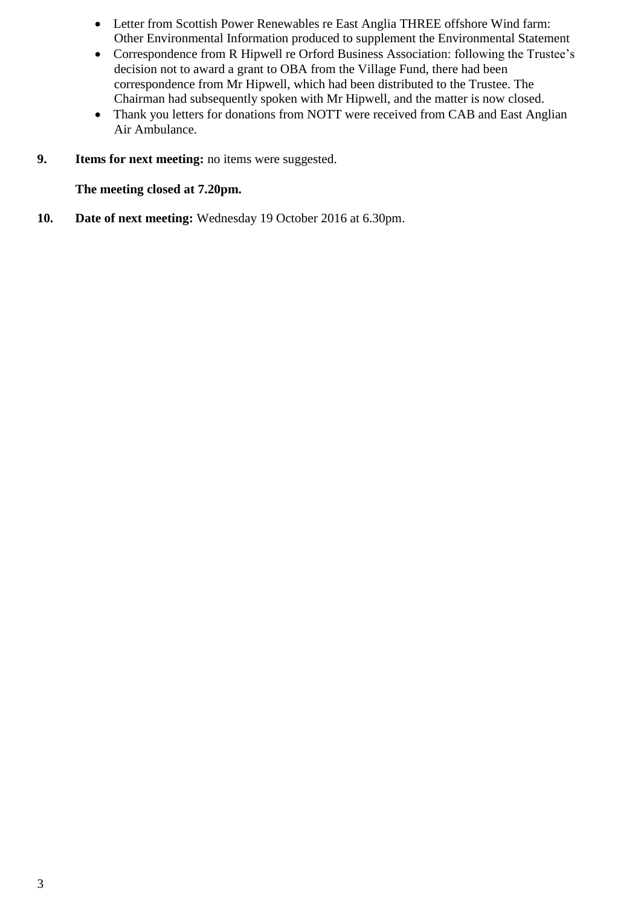- Letter from Scottish Power Renewables re East Anglia THREE offshore Wind farm: Other Environmental Information produced to supplement the Environmental Statement
- Correspondence from R Hipwell re Orford Business Association: following the Trustee's decision not to award a grant to OBA from the Village Fund, there had been correspondence from Mr Hipwell, which had been distributed to the Trustee. The Chairman had subsequently spoken with Mr Hipwell, and the matter is now closed.
- Thank you letters for donations from NOTT were received from CAB and East Anglian Air Ambulance.

**9. Items for next meeting:** no items were suggested.

**The meeting closed at 7.20pm.**

**10. Date of next meeting:** Wednesday 19 October 2016 at 6.30pm.